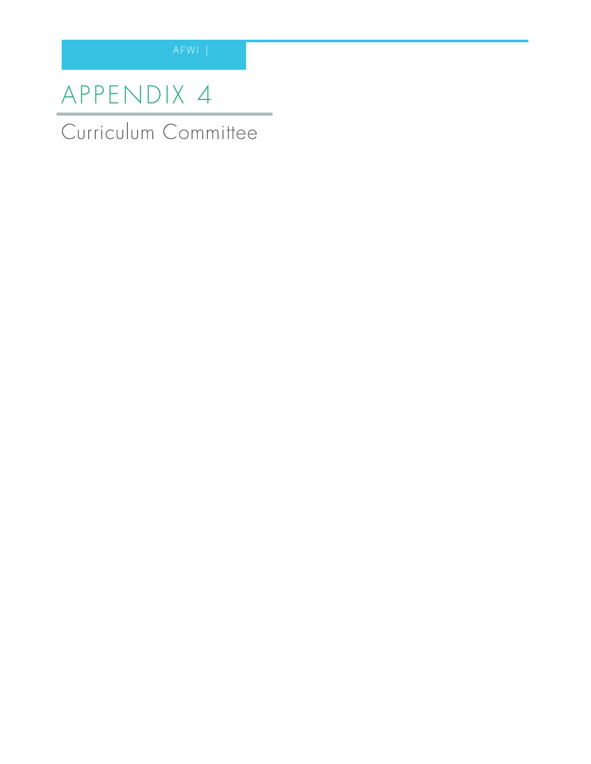# APPENDIX 4

## Curriculum Committee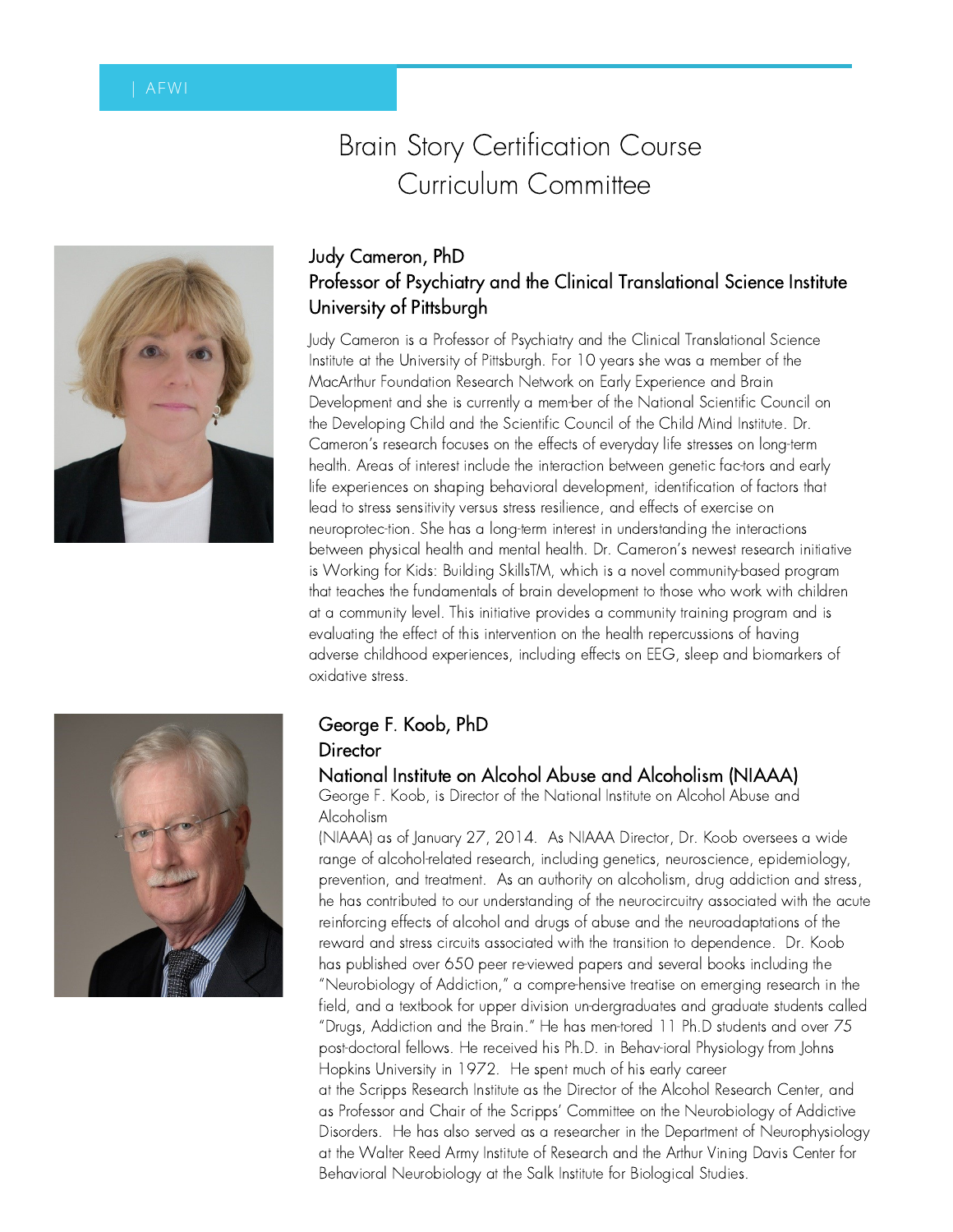# Brain Story Certification Course Curriculum Committee

## Judy Cameron, PhD
### Professor of Psychiatry and the Clinical Translational Science Institute
### University of Pittsburgh

Judy Cameron is a Professor of Psychiatry and the Clinical Translational Science Institute at the University of Pittsburgh. For 10 years she was a member of the MacArthur Foundation Research Network on Early Experience and Brain Development and she is currently a mem-ber of the National Scientific Council on the Developing Child and the Scientific Council of the Child Mind Institute. Dr. Cameron's research focuses on the effects of everyday life stresses on long-term health. Areas of interest include the interaction between genetic fac-tors and early life experiences on shaping behavioral development, identification of factors that lead to stress sensitivity versus stress resilience, and effects of exercise on neuroprotec-tion. She has a long-term interest in understanding the interactions between physical health and mental health. Dr. Cameron's newest research initiative is Working for Kids: Building SkillsTM, which is a novel community-based program that teaches the fundamentals of brain development to those who work with children at a community level. This initiative provides a community training program and is evaluating the effect of this intervention on the health repercussions of having adverse childhood experiences, including effects on EEG, sleep and biomarkers of oxidative stress.

## George F. Koob, PhD
### Director
### National Institute on Alcohol Abuse and Alcoholism (NIAAA)

George F. Koob, is Director of the National Institute on Alcohol Abuse and Alcoholism (NIAAA) as of January 27, 2014. As NIAAA Director, Dr. Koob oversees a wide range of alcohol-related research, including genetics, neuroscience, epidemiology, prevention, and treatment. As an authority on alcoholism, drug addiction and stress, he has contributed to our understanding of the neurocircuitry associated with the acute reinforcing effects of alcohol and drugs of abuse and the neuroadaptations of the reward and stress circuits associated with the transition to dependence. Dr. Koob has published over 650 peer re-viewed papers and several books including the "Neurobiology of Addiction," a compre-hensive treatise on emerging research in the field, and a textbook for upper division un-dergraduates and graduate students called "Drugs, Addiction and the Brain." He has men-tored 11 Ph.D students and over 75 post-doctoral fellows. He received his Ph.D. in Behav-ioral Physiology from Johns Hopkins University in 1972. He spent much of his early career at the Scripps Research Institute as the Director of the Alcohol Research Center, and as Professor and Chair of the Scripps' Committee on the Neurobiology of Addictive Disorders. He has also served as a researcher in the Department of Neurophysiology at the Walter Reed Army Institute of Research and the Arthur Vining Davis Center for Behavioral Neurobiology at the Salk Institute for Biological Studies.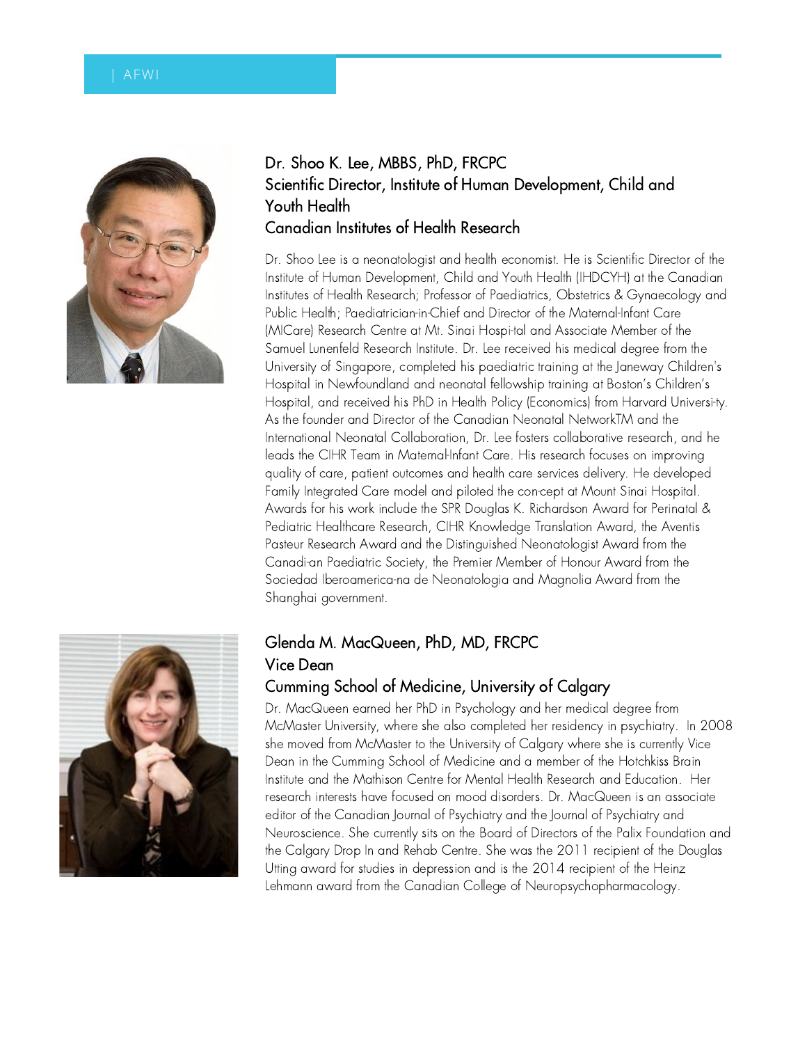## Dr. Shoo K. Lee, MBBS, PhD, FRCPC
## Scientific Director, Institute of Human Development, Child and Youth Health
## Canadian Institutes of Health Research

Dr. Shoo Lee is a neonatologist and health economist. He is Scientific Director of the Institute of Human Development, Child and Youth Health (IHDCYH) at the Canadian Institutes of Health Research; Professor of Paediatrics, Obstetrics & Gynaecology and Public Health; Paediatrician-in-Chief and Director of the Maternal-Infant Care (MICare) Research Centre at Mt. Sinai Hospi-tal and Associate Member of the Samuel Lunenfeld Research Institute. Dr. Lee received his medical degree from the University of Singapore, completed his paediatric training at the Janeway Children's Hospital in Newfoundland and neonatal fellowship training at Boston's Children's Hospital, and received his PhD in Health Policy (Economics) from Harvard Universi-ty. As the founder and Director of the Canadian Neonatal NetworkTM and the International Neonatal Collaboration, Dr. Lee fosters collaborative research, and he leads the CIHR Team in Maternal-Infant Care. His research focuses on improving quality of care, patient outcomes and health care services delivery. He developed Family Integrated Care model and piloted the con-cept at Mount Sinai Hospital. Awards for his work include the SPR Douglas K. Richardson Award for Perinatal & Pediatric Healthcare Research, CIHR Knowledge Translation Award, the Aventis Pasteur Research Award and the Distinguished Neonatologist Award from the Canadi-an Paediatric Society, the Premier Member of Honour Award from the Sociedad Iberoamerica-na de Neonatologia and Magnolia Award from the Shanghai government.

## Glenda M. MacQueen, PhD, MD, FRCPC
## Vice Dean
## Cumming School of Medicine, University of Calgary

Dr. MacQueen earned her PhD in Psychology and her medical degree from McMaster University, where she also completed her residency in psychiatry. In 2008 she moved from McMaster to the University of Calgary where she is currently Vice Dean in the Cumming School of Medicine and a member of the Hotchkiss Brain Institute and the Mathison Centre for Mental Health Research and Education. Her research interests have focused on mood disorders. Dr. MacQueen is an associate editor of the Canadian Journal of Psychiatry and the Journal of Psychiatry and Neuroscience. She currently sits on the Board of Directors of the Palix Foundation and the Calgary Drop In and Rehab Centre. She was the 2011 recipient of the Douglas Utting award for studies in depression and is the 2014 recipient of the Heinz Lehmann award from the Canadian College of Neuropsychopharmacology.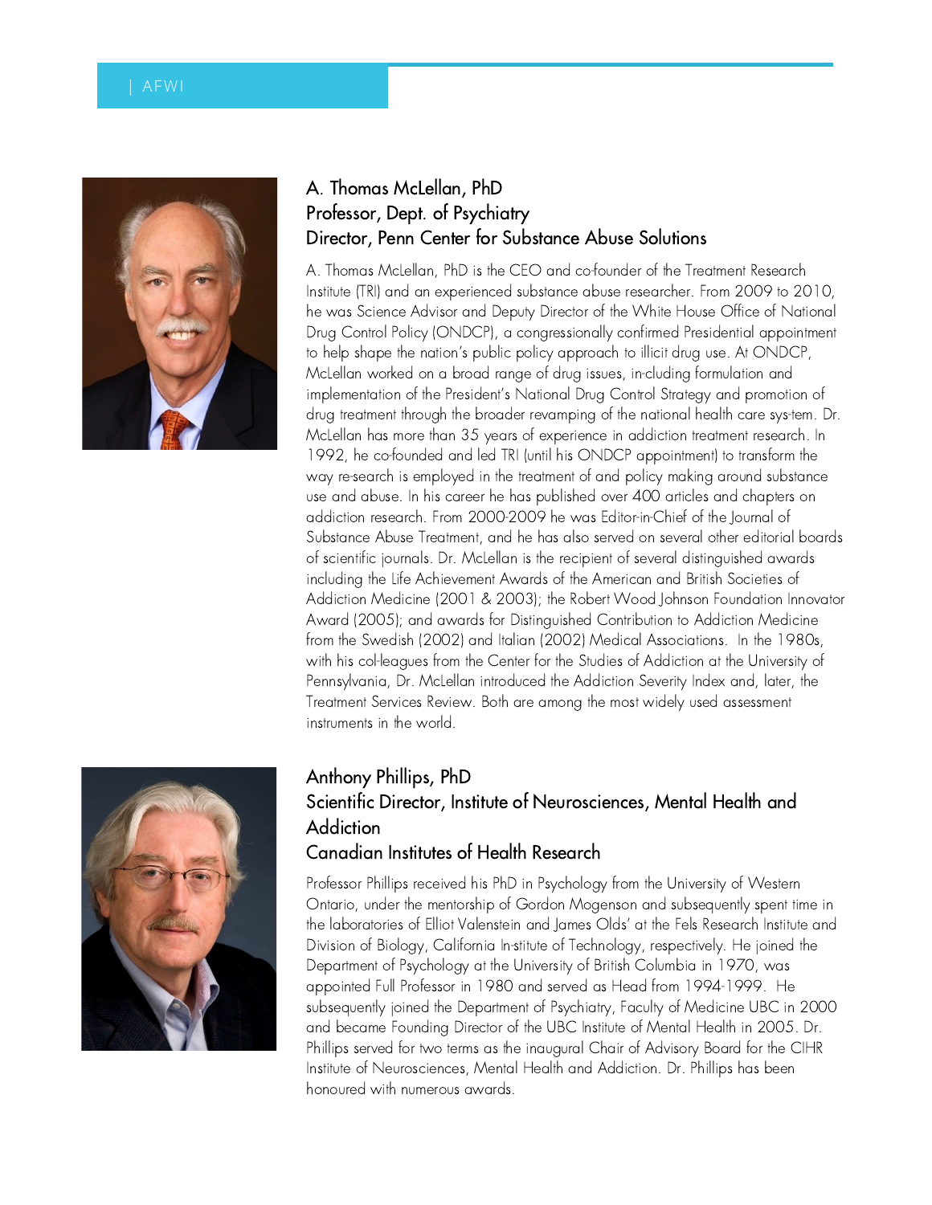## A. Thomas McLellan, PhD
## Professor, Dept. of Psychiatry
## Director, Penn Center for Substance Abuse Solutions

A. Thomas McLellan, PhD is the CEO and co-founder of the Treatment Research Institute (TRI) and an experienced substance abuse researcher. From 2009 to 2010, he was Science Advisor and Deputy Director of the White House Office of National Drug Control Policy (ONDCP), a congressionally confirmed Presidential appointment to help shape the nation's public policy approach to illicit drug use. At ONDCP, McLellan worked on a broad range of drug issues, in-cluding formulation and implementation of the President's National Drug Control Strategy and promotion of drug treatment through the broader revamping of the national health care sys-tem. Dr. McLellan has more than 35 years of experience in addiction treatment research. In 1992, he co-founded and led TRI (until his ONDCP appointment) to transform the way re-search is employed in the treatment of and policy making around substance use and abuse. In his career he has published over 400 articles and chapters on addiction research. From 2000-2009 he was Editor-in-Chief of the Journal of Substance Abuse Treatment, and he has also served on several other editorial boards of scientific journals. Dr. McLellan is the recipient of several distinguished awards including the Life Achievement Awards of the American and British Societies of Addiction Medicine (2001 & 2003); the Robert Wood Johnson Foundation Innovator Award (2005); and awards for Distinguished Contribution to Addiction Medicine from the Swedish (2002) and Italian (2002) Medical Associations. In the 1980s, with his col-leagues from the Center for the Studies of Addiction at the University of Pennsylvania, Dr. McLellan introduced the Addiction Severity Index and, later, the Treatment Services Review. Both are among the most widely used assessment instruments in the world.

## Anthony Phillips, PhD
## Scientific Director, Institute of Neurosciences, Mental Health and Addiction
## Canadian Institutes of Health Research

Professor Phillips received his PhD in Psychology from the University of Western Ontario, under the mentorship of Gordon Mogenson and subsequently spent time in the laboratories of Elliot Valenstein and James Olds' at the Fels Research Institute and Division of Biology, California In-stitute of Technology, respectively. He joined the Department of Psychology at the University of British Columbia in 1970, was appointed Full Professor in 1980 and served as Head from 1994-1999. He subsequently joined the Department of Psychiatry, Faculty of Medicine UBC in 2000 and became Founding Director of the UBC Institute of Mental Health in 2005. Dr. Phillips served for two terms as the inaugural Chair of Advisory Board for the CIHR Institute of Neurosciences, Mental Health and Addiction. Dr. Phillips has been honoured with numerous awards.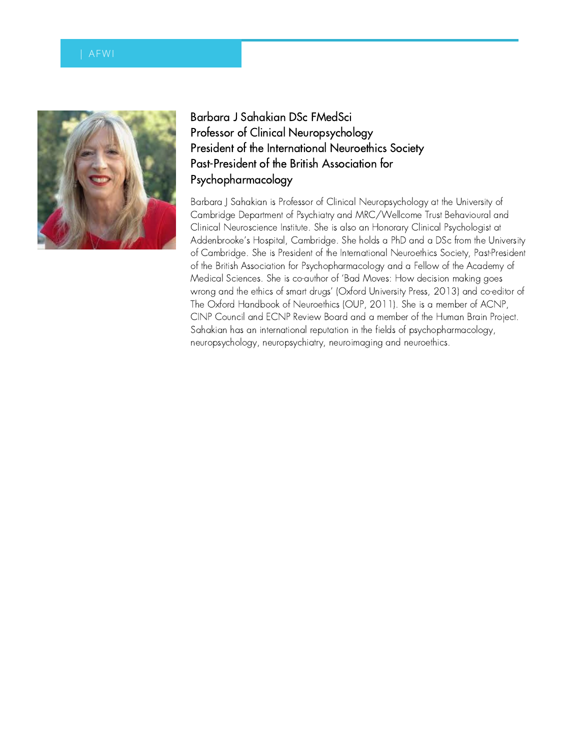**Barbara J Sahakian DSc FMedSci**
**Professor of Clinical Neuropsychology**
**President of the International Neuroethics Society**
**Past-President of the British Association for Psychopharmacology**

Barbara J Sahakian is Professor of Clinical Neuropsychology at the University of Cambridge Department of Psychiatry and MRC/Wellcome Trust Behavioural and Clinical Neuroscience Institute. She is also an Honorary Clinical Psychologist at Addenbrooke's Hospital, Cambridge. She holds a PhD and a DSc from the University of Cambridge. She is President of the International Neuroethics Society, Past-President of the British Association for Psychopharmacology and a Fellow of the Academy of Medical Sciences. She is co-author of 'Bad Moves: How decision making goes wrong and the ethics of smart drugs' (Oxford University Press, 2013) and co-editor of The Oxford Handbook of Neuroethics (OUP, 2011). She is a member of ACNP, CINP Council and ECNP Review Board and a member of the Human Brain Project. Sahakian has an international reputation in the fields of psychopharmacology, neuropsychology, neuropsychiatry, neuroimaging and neuroethics.